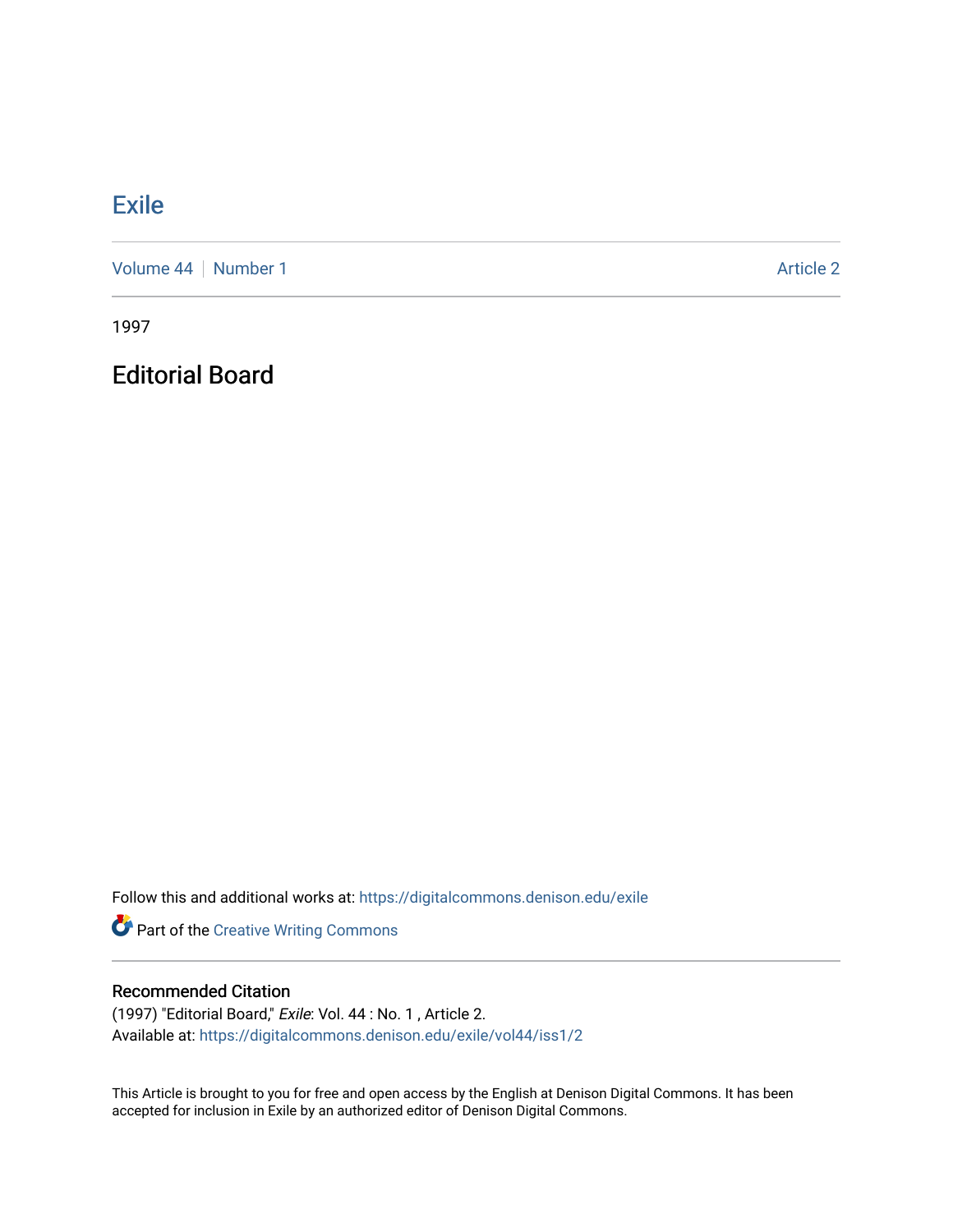# Exile

Volume 44 | Number 1 Article 2

1997

## Editorial Board

Follow this and additional works at: https://digitalcommons.denison.edu/exile

Part of the Creative Writing Commons

### Recommended Citation

(1997) "Editorial Board," *Exile*: Vol. 44 : No. 1 , Article 2.
Available at: https://digitalcommons.denison.edu/exile/vol44/iss1/2

This Article is brought to you for free and open access by the English at Denison Digital Commons. It has been accepted for inclusion in Exile by an authorized editor of Denison Digital Commons.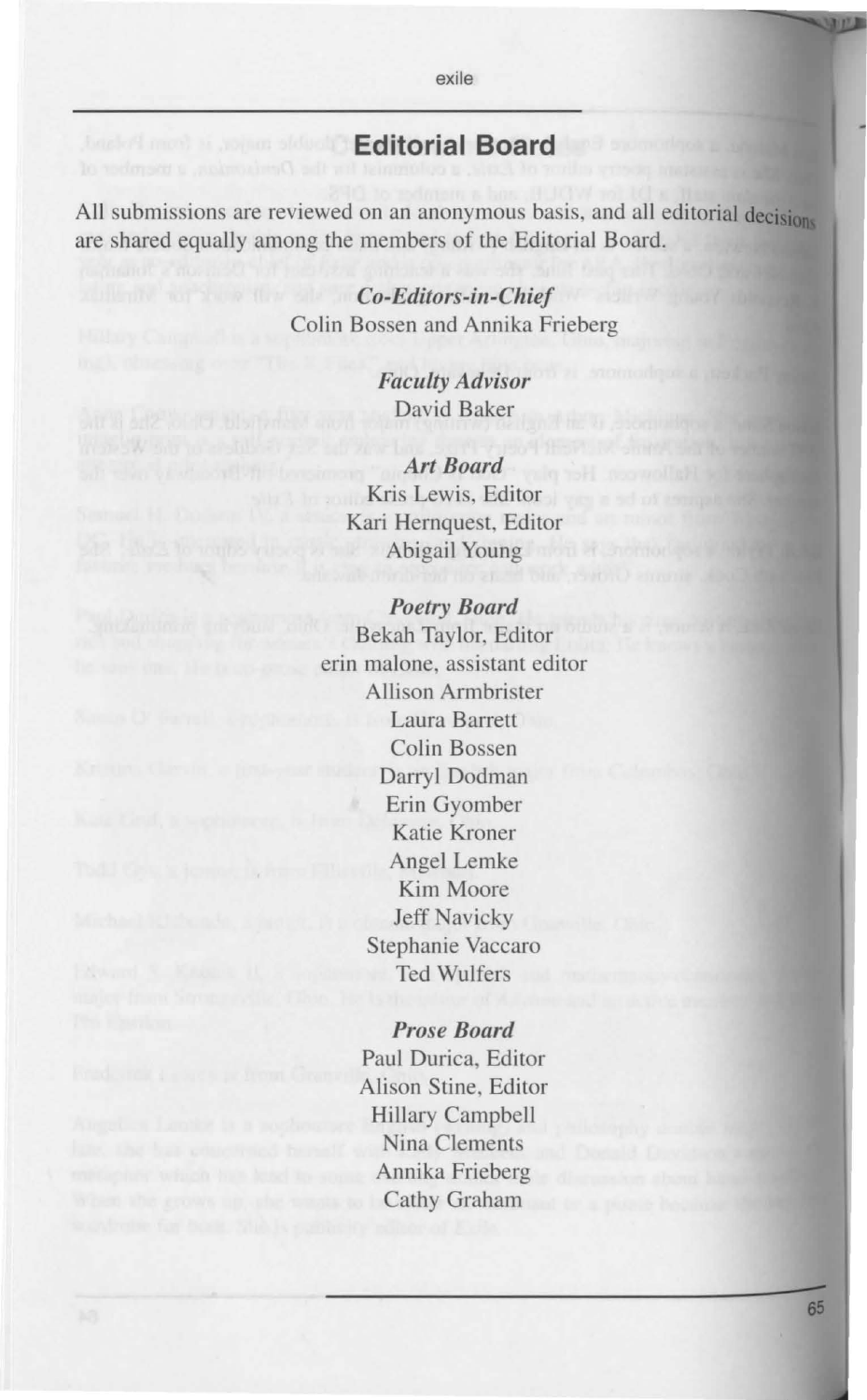## Editorial Board

All submissions are reviewed on an anonymous basis, and all editorial decisions are shared equally among the members of the Editorial Board.

***Co-Editors-in-Chief***
Colin Bossen and Annika Frieberg

***Faculty Advisor***
David Baker

***Art Board***
Kris Lewis, Editor
Kari Hernquest, Editor
Abigail Young

***Poetry Board***
Bekah Taylor, Editor
erin malone, assistant editor
Allison Armbrister
Laura Barrett
Colin Bossen
Darryl Dodman
Erin Gyomber
Katie Kroner
Angel Lemke
Kim Moore
Jeff Navicky
Stephanie Vaccaro
Ted Wulfers

***Prose Board***
Paul Durica, Editor
Alison Stine, Editor
Hillary Campbell
Nina Clements
Annika Frieberg
Cathy Graham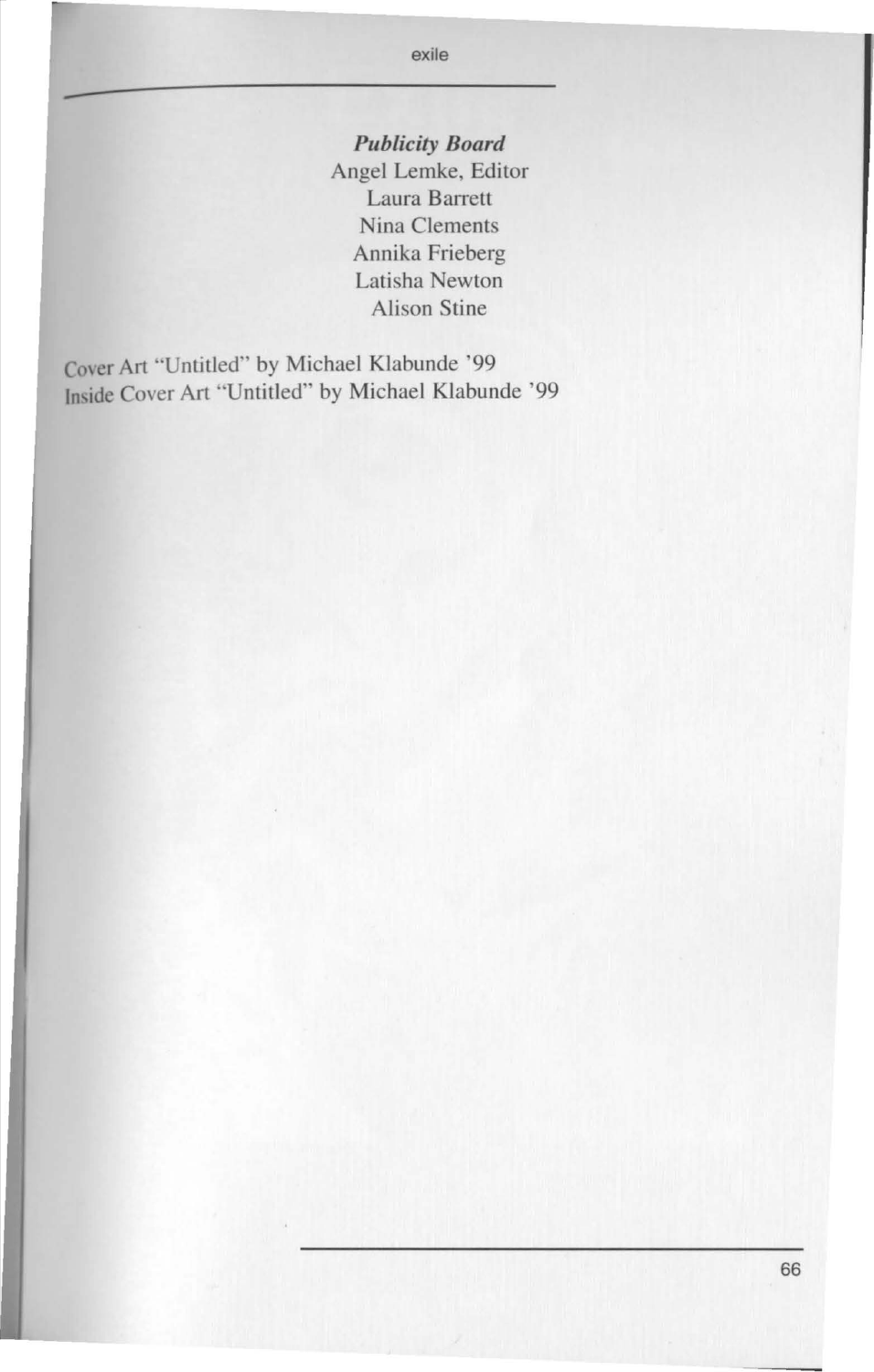***Publicity Board***

Angel Lemke, Editor
Laura Barrett
Nina Clements
Annika Frieberg
Latisha Newton
Alison Stine

Cover Art "Untitled" by Michael Klabunde '99
Inside Cover Art "Untitled" by Michael Klabunde '99